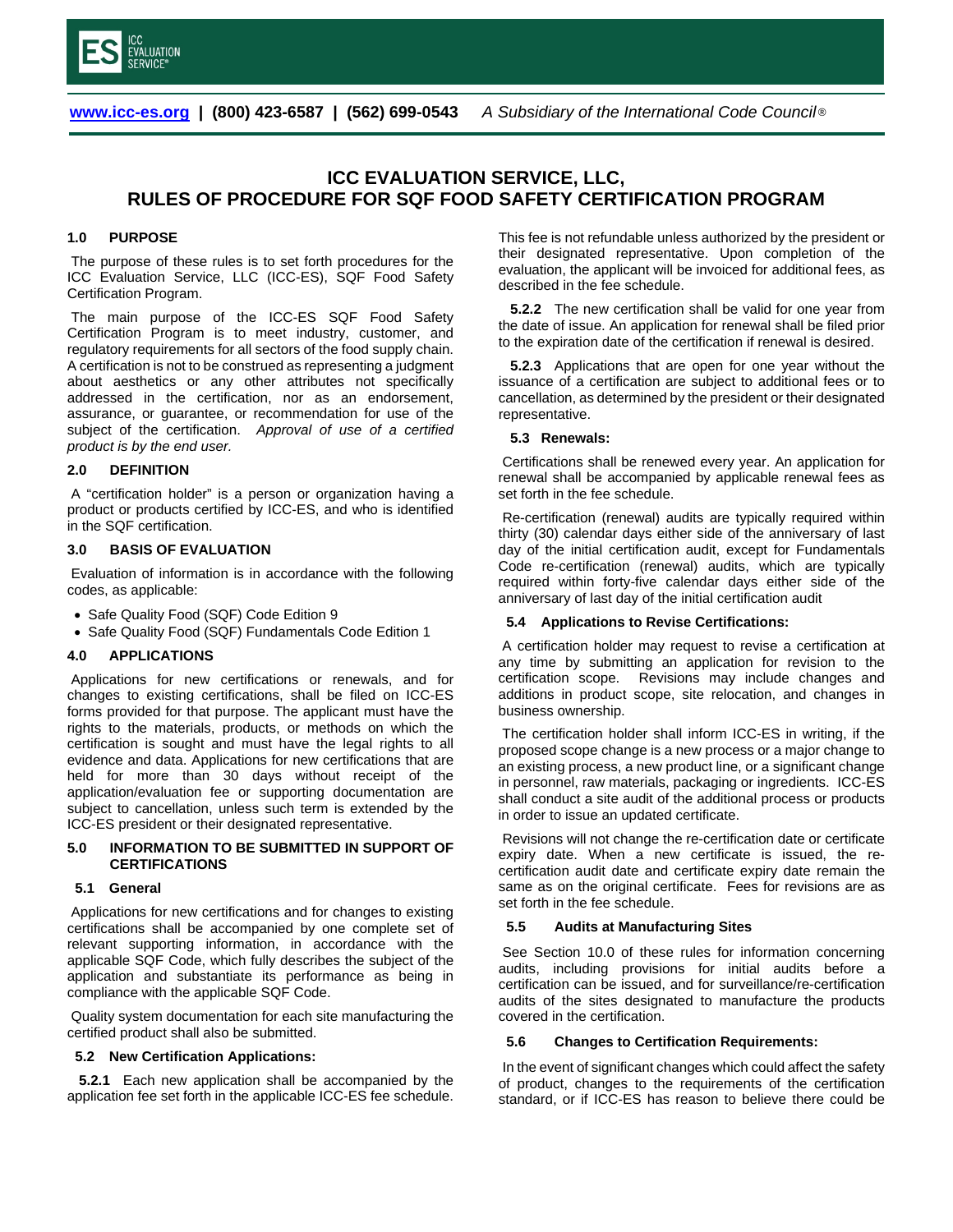# ICC EVALUATION SERVICE, LLC, RULES OF PROCEDURE FOR SQF FOOD SAFETY CERTIFICATION PROGRAM

## 1.0 PURPOSE

The purpose of these rules is to set forth procedures for the ICC Evaluation Service, LLC (ICC-ES), SQF Food Safety Certification Program.

The main purpose of the ICC-ES SQF Food Safety Certification Program is to meet industry, customer, and regulatory requirements for all sectors of the food supply chain. A certification is not to be construed as representing a judgment about aesthetics or any other attributes not specifically addressed in the certification, nor as an endorsement, assurance, or guarantee, or recommendation for use of the subject of the certification. *Approval of use of a certified product is by the end user.*

## 2.0 DEFINITION

A "certification holder" is a person or organization having a product or products certified by ICC-ES, and who is identified in the SQF certification.

## 3.0 BASIS OF EVALUATION

Evaluation of information is in accordance with the following codes, as applicable:

- Safe Quality Food (SQF) Code Edition 9
- Safe Quality Food (SQF) Fundamentals Code Edition 1

## 4.0 APPLICATIONS

Applications for new certifications or renewals, and for changes to existing certifications, shall be filed on ICC-ES forms provided for that purpose. The applicant must have the rights to the materials, products, or methods on which the certification is sought and must have the legal rights to all evidence and data. Applications for new certifications that are held for more than 30 days without receipt of the application/evaluation fee or supporting documentation are subject to cancellation, unless such term is extended by the ICC-ES president or their designated representative.

## 5.0 INFORMATION TO BE SUBMITTED IN SUPPORT OF CERTIFICATIONS

### 5.1 General

Applications for new certifications and for changes to existing certifications shall be accompanied by one complete set of relevant supporting information, in accordance with the applicable SQF Code, which fully describes the subject of the application and substantiate its performance as being in compliance with the applicable SQF Code.

Quality system documentation for each site manufacturing the certified product shall also be submitted.

### 5.2 New Certification Applications:

**5.2.1** Each new application shall be accompanied by the application fee set forth in the applicable ICC-ES fee schedule. This fee is not refundable unless authorized by the president or their designated representative. Upon completion of the evaluation, the applicant will be invoiced for additional fees, as described in the fee schedule.

**5.2.2** The new certification shall be valid for one year from the date of issue. An application for renewal shall be filed prior to the expiration date of the certification if renewal is desired.

**5.2.3** Applications that are open for one year without the issuance of a certification are subject to additional fees or to cancellation, as determined by the president or their designated representative.

### 5.3 Renewals:

Certifications shall be renewed every year. An application for renewal shall be accompanied by applicable renewal fees as set forth in the fee schedule.

Re-certification (renewal) audits are typically required within thirty (30) calendar days either side of the anniversary of last day of the initial certification audit, except for Fundamentals Code re-certification (renewal) audits, which are typically required within forty-five calendar days either side of the anniversary of last day of the initial certification audit

### 5.4 Applications to Revise Certifications:

A certification holder may request to revise a certification at any time by submitting an application for revision to the certification scope. Revisions may include changes and additions in product scope, site relocation, and changes in business ownership.

The certification holder shall inform ICC-ES in writing, if the proposed scope change is a new process or a major change to an existing process, a new product line, or a significant change in personnel, raw materials, packaging or ingredients. ICC-ES shall conduct a site audit of the additional process or products in order to issue an updated certificate.

Revisions will not change the re-certification date or certificate expiry date. When a new certificate is issued, the re-certification audit date and certificate expiry date remain the same as on the original certificate. Fees for revisions are as set forth in the fee schedule.

### 5.5 Audits at Manufacturing Sites

See Section 10.0 of these rules for information concerning audits, including provisions for initial audits before a certification can be issued, and for surveillance/re-certification audits of the sites designated to manufacture the products covered in the certification.

### 5.6 Changes to Certification Requirements:

In the event of significant changes which could affect the safety of product, changes to the requirements of the certification standard, or if ICC-ES has reason to believe there could be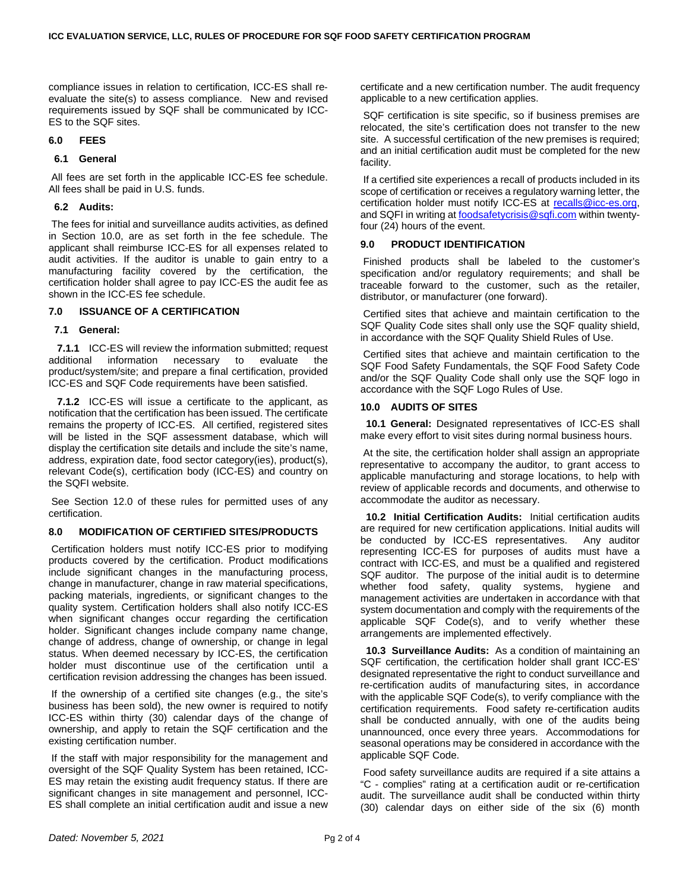compliance issues in relation to certification, ICC-ES shall re-evaluate the site(s) to assess compliance. New and revised requirements issued by SQF shall be communicated by ICC-ES to the SQF sites.

## 6.0 FEES

### 6.1 General

All fees are set forth in the applicable ICC-ES fee schedule. All fees shall be paid in U.S. funds.

### 6.2 Audits:

The fees for initial and surveillance audits activities, as defined in Section 10.0, are as set forth in the fee schedule. The applicant shall reimburse ICC-ES for all expenses related to audit activities. If the auditor is unable to gain entry to a manufacturing facility covered by the certification, the certification holder shall agree to pay ICC-ES the audit fee as shown in the ICC-ES fee schedule.

## 7.0 ISSUANCE OF A CERTIFICATION

### 7.1 General:

**7.1.1** ICC-ES will review the information submitted; request additional information necessary to evaluate the product/system/site; and prepare a final certification, provided ICC-ES and SQF Code requirements have been satisfied.

**7.1.2** ICC-ES will issue a certificate to the applicant, as notification that the certification has been issued. The certificate remains the property of ICC-ES. All certified, registered sites will be listed in the SQF assessment database, which will display the certification site details and include the site's name, address, expiration date, food sector category(ies), product(s), relevant Code(s), certification body (ICC-ES) and country on the SQFI website.

See Section 12.0 of these rules for permitted uses of any certification.

## 8.0 MODIFICATION OF CERTIFIED SITES/PRODUCTS

Certification holders must notify ICC-ES prior to modifying products covered by the certification. Product modifications include significant changes in the manufacturing process, change in manufacturer, change in raw material specifications, packing materials, ingredients, or significant changes to the quality system. Certification holders shall also notify ICC-ES when significant changes occur regarding the certification holder. Significant changes include company name change, change of address, change of ownership, or change in legal status. When deemed necessary by ICC-ES, the certification holder must discontinue use of the certification until a certification revision addressing the changes has been issued.

If the ownership of a certified site changes (e.g., the site's business has been sold), the new owner is required to notify ICC-ES within thirty (30) calendar days of the change of ownership, and apply to retain the SQF certification and the existing certification number.

If the staff with major responsibility for the management and oversight of the SQF Quality System has been retained, ICC-ES may retain the existing audit frequency status. If there are significant changes in site management and personnel, ICC-ES shall complete an initial certification audit and issue a new certificate and a new certification number. The audit frequency applicable to a new certification applies.

SQF certification is site specific, so if business premises are relocated, the site's certification does not transfer to the new site. A successful certification of the new premises is required; and an initial certification audit must be completed for the new facility.

If a certified site experiences a recall of products included in its scope of certification or receives a regulatory warning letter, the certification holder must notify ICC-ES at recalls@icc-es.org, and SQFI in writing at foodsafetycrisis@sqfi.com within twenty-four (24) hours of the event.

## 9.0 PRODUCT IDENTIFICATION

Finished products shall be labeled to the customer's specification and/or regulatory requirements; and shall be traceable forward to the customer, such as the retailer, distributor, or manufacturer (one forward).

Certified sites that achieve and maintain certification to the SQF Quality Code sites shall only use the SQF quality shield, in accordance with the SQF Quality Shield Rules of Use.

Certified sites that achieve and maintain certification to the SQF Food Safety Fundamentals, the SQF Food Safety Code and/or the SQF Quality Code shall only use the SQF logo in accordance with the SQF Logo Rules of Use.

## 10.0 AUDITS OF SITES

**10.1 General:** Designated representatives of ICC-ES shall make every effort to visit sites during normal business hours.

At the site, the certification holder shall assign an appropriate representative to accompany the auditor, to grant access to applicable manufacturing and storage locations, to help with review of applicable records and documents, and otherwise to accommodate the auditor as necessary.

**10.2 Initial Certification Audits:** Initial certification audits are required for new certification applications. Initial audits will be conducted by ICC-ES representatives. Any auditor representing ICC-ES for purposes of audits must have a contract with ICC-ES, and must be a qualified and registered SQF auditor. The purpose of the initial audit is to determine whether food safety, quality systems, hygiene and management activities are undertaken in accordance with that system documentation and comply with the requirements of the applicable SQF Code(s), and to verify whether these arrangements are implemented effectively.

**10.3 Surveillance Audits:** As a condition of maintaining an SQF certification, the certification holder shall grant ICC-ES' designated representative the right to conduct surveillance and re-certification audits of manufacturing sites, in accordance with the applicable SQF Code(s), to verify compliance with the certification requirements. Food safety re-certification audits shall be conducted annually, with one of the audits being unannounced, once every three years. Accommodations for seasonal operations may be considered in accordance with the applicable SQF Code.

Food safety surveillance audits are required if a site attains a "C - complies" rating at a certification audit or re-certification audit. The surveillance audit shall be conducted within thirty (30) calendar days on either side of the six (6) month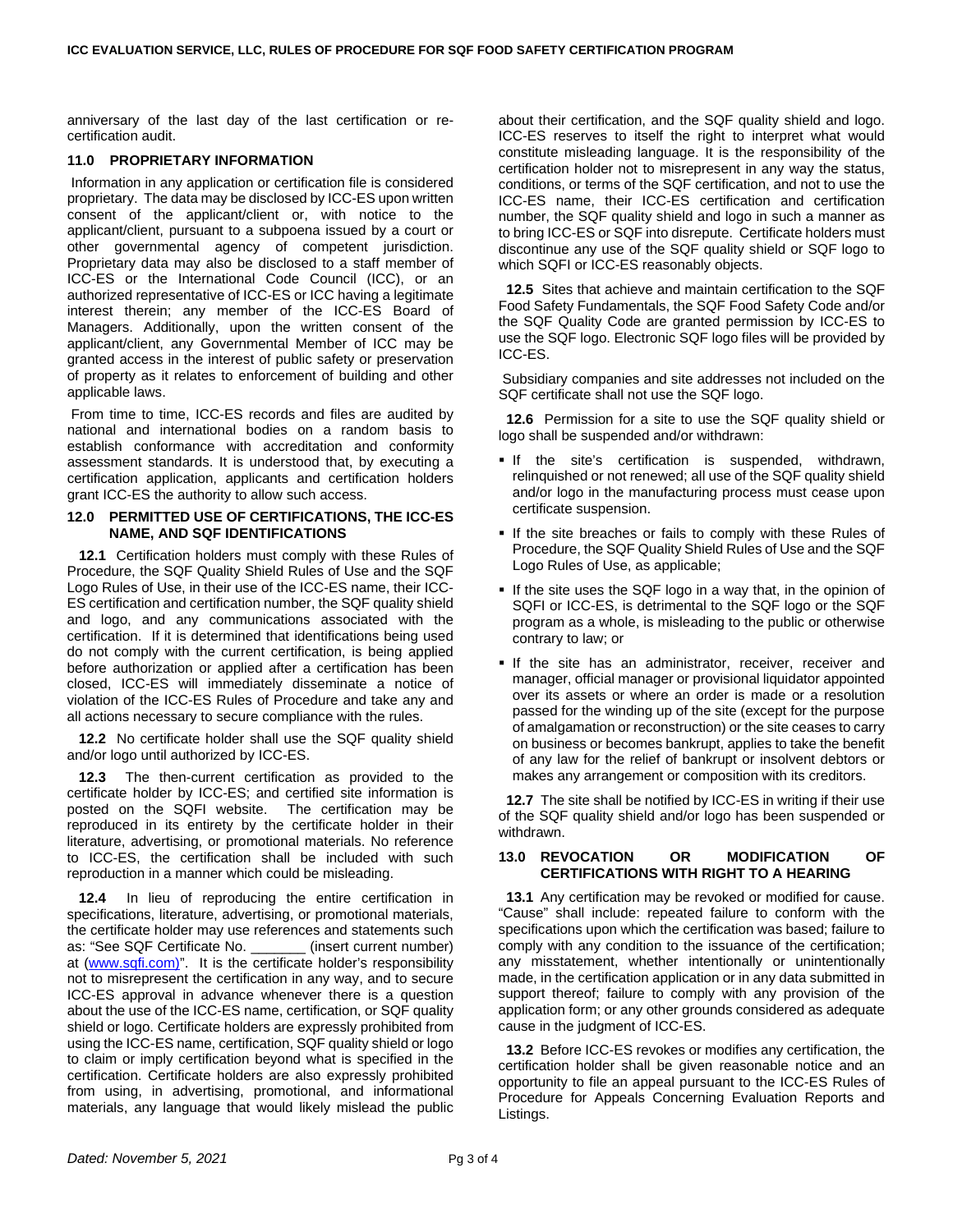anniversary of the last day of the last certification or re-certification audit.

## 11.0 PROPRIETARY INFORMATION

Information in any application or certification file is considered proprietary. The data may be disclosed by ICC-ES upon written consent of the applicant/client or, with notice to the applicant/client, pursuant to a subpoena issued by a court or other governmental agency of competent jurisdiction. Proprietary data may also be disclosed to a staff member of ICC-ES or the International Code Council (ICC), or an authorized representative of ICC-ES or ICC having a legitimate interest therein; any member of the ICC-ES Board of Managers. Additionally, upon the written consent of the applicant/client, any Governmental Member of ICC may be granted access in the interest of public safety or preservation of property as it relates to enforcement of building and other applicable laws.

From time to time, ICC-ES records and files are audited by national and international bodies on a random basis to establish conformance with accreditation and conformity assessment standards. It is understood that, by executing a certification application, applicants and certification holders grant ICC-ES the authority to allow such access.

## 12.0 PERMITTED USE OF CERTIFICATIONS, THE ICC-ES NAME, AND SQF IDENTIFICATIONS

**12.1** Certification holders must comply with these Rules of Procedure, the SQF Quality Shield Rules of Use and the SQF Logo Rules of Use, in their use of the ICC-ES name, their ICC-ES certification and certification number, the SQF quality shield and logo, and any communications associated with the certification. If it is determined that identifications being used do not comply with the current certification, is being applied before authorization or applied after a certification has been closed, ICC-ES will immediately disseminate a notice of violation of the ICC-ES Rules of Procedure and take any and all actions necessary to secure compliance with the rules.

**12.2** No certificate holder shall use the SQF quality shield and/or logo until authorized by ICC-ES.

**12.3** The then-current certification as provided to the certificate holder by ICC-ES; and certified site information is posted on the SQFI website. The certification may be reproduced in its entirety by the certificate holder in their literature, advertising, or promotional materials. No reference to ICC-ES, the certification shall be included with such reproduction in a manner which could be misleading.

**12.4** In lieu of reproducing the entire certification in specifications, literature, advertising, or promotional materials, the certificate holder may use references and statements such as: "See SQF Certificate No. _______ (insert current number) at (www.sqfi.com)". It is the certificate holder's responsibility not to misrepresent the certification in any way, and to secure ICC-ES approval in advance whenever there is a question about the use of the ICC-ES name, certification, or SQF quality shield or logo. Certificate holders are expressly prohibited from using the ICC-ES name, certification, SQF quality shield or logo to claim or imply certification beyond what is specified in the certification. Certificate holders are also expressly prohibited from using, in advertising, promotional, and informational materials, any language that would likely mislead the public about their certification, and the SQF quality shield and logo. ICC-ES reserves to itself the right to interpret what would constitute misleading language. It is the responsibility of the certification holder not to misrepresent in any way the status, conditions, or terms of the SQF certification, and not to use the ICC-ES name, their ICC-ES certification and certification number, the SQF quality shield and logo in such a manner as to bring ICC-ES or SQF into disrepute. Certificate holders must discontinue any use of the SQF quality shield or SQF logo to which SQFI or ICC-ES reasonably objects.

**12.5** Sites that achieve and maintain certification to the SQF Food Safety Fundamentals, the SQF Food Safety Code and/or the SQF Quality Code are granted permission by ICC-ES to use the SQF logo. Electronic SQF logo files will be provided by ICC-ES.

Subsidiary companies and site addresses not included on the SQF certificate shall not use the SQF logo.

**12.6** Permission for a site to use the SQF quality shield or logo shall be suspended and/or withdrawn:

- If the site's certification is suspended, withdrawn, relinquished or not renewed; all use of the SQF quality shield and/or logo in the manufacturing process must cease upon certificate suspension.
- If the site breaches or fails to comply with these Rules of Procedure, the SQF Quality Shield Rules of Use and the SQF Logo Rules of Use, as applicable;
- If the site uses the SQF logo in a way that, in the opinion of SQFI or ICC-ES, is detrimental to the SQF logo or the SQF program as a whole, is misleading to the public or otherwise contrary to law; or
- If the site has an administrator, receiver, receiver and manager, official manager or provisional liquidator appointed over its assets or where an order is made or a resolution passed for the winding up of the site (except for the purpose of amalgamation or reconstruction) or the site ceases to carry on business or becomes bankrupt, applies to take the benefit of any law for the relief of bankrupt or insolvent debtors or makes any arrangement or composition with its creditors.

**12.7** The site shall be notified by ICC-ES in writing if their use of the SQF quality shield and/or logo has been suspended or withdrawn.

## 13.0 REVOCATION OR MODIFICATION OF CERTIFICATIONS WITH RIGHT TO A HEARING

**13.1** Any certification may be revoked or modified for cause. "Cause" shall include: repeated failure to conform with the specifications upon which the certification was based; failure to comply with any condition to the issuance of the certification; any misstatement, whether intentionally or unintentionally made, in the certification application or in any data submitted in support thereof; failure to comply with any provision of the application form; or any other grounds considered as adequate cause in the judgment of ICC-ES.

**13.2** Before ICC-ES revokes or modifies any certification, the certification holder shall be given reasonable notice and an opportunity to file an appeal pursuant to the ICC-ES Rules of Procedure for Appeals Concerning Evaluation Reports and Listings.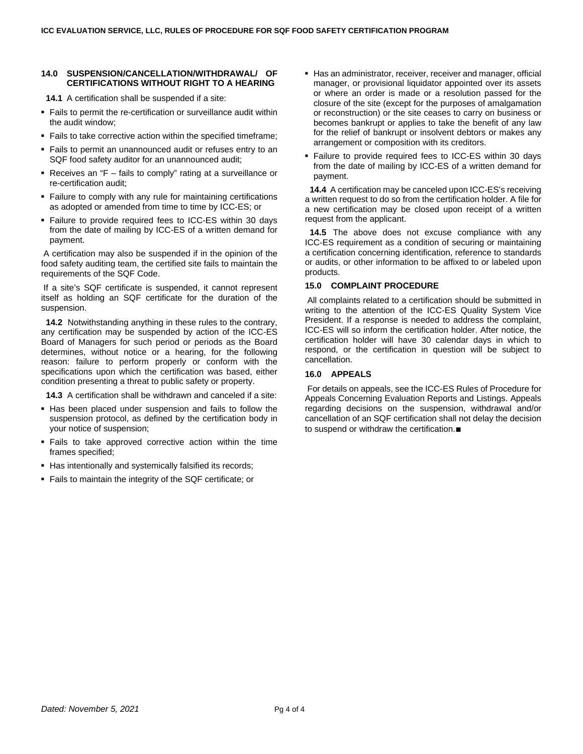## 14.0 SUSPENSION/CANCELLATION/WITHDRAWAL/ OF CERTIFICATIONS WITHOUT RIGHT TO A HEARING

**14.1** A certification shall be suspended if a site:

- Fails to permit the re-certification or surveillance audit within the audit window;
- Fails to take corrective action within the specified timeframe;
- Fails to permit an unannounced audit or refuses entry to an SQF food safety auditor for an unannounced audit;
- Receives an "F – fails to comply" rating at a surveillance or re-certification audit;
- Failure to comply with any rule for maintaining certifications as adopted or amended from time to time by ICC-ES; or
- Failure to provide required fees to ICC-ES within 30 days from the date of mailing by ICC-ES of a written demand for payment.

A certification may also be suspended if in the opinion of the food safety auditing team, the certified site fails to maintain the requirements of the SQF Code.

If a site's SQF certificate is suspended, it cannot represent itself as holding an SQF certificate for the duration of the suspension.

**14.2** Notwithstanding anything in these rules to the contrary, any certification may be suspended by action of the ICC-ES Board of Managers for such period or periods as the Board determines, without notice or a hearing, for the following reason: failure to perform properly or conform with the specifications upon which the certification was based, either condition presenting a threat to public safety or property.

**14.3** A certification shall be withdrawn and canceled if a site:

- Has been placed under suspension and fails to follow the suspension protocol, as defined by the certification body in your notice of suspension;
- Fails to take approved corrective action within the time frames specified;
- Has intentionally and systemically falsified its records;
- Fails to maintain the integrity of the SQF certificate; or
- Has an administrator, receiver, receiver and manager, official manager, or provisional liquidator appointed over its assets or where an order is made or a resolution passed for the closure of the site (except for the purposes of amalgamation or reconstruction) or the site ceases to carry on business or becomes bankrupt or applies to take the benefit of any law for the relief of bankrupt or insolvent debtors or makes any arrangement or composition with its creditors.
- Failure to provide required fees to ICC-ES within 30 days from the date of mailing by ICC-ES of a written demand for payment.

**14.4** A certification may be canceled upon ICC-ES's receiving a written request to do so from the certification holder. A file for a new certification may be closed upon receipt of a written request from the applicant.

**14.5** The above does not excuse compliance with any ICC-ES requirement as a condition of securing or maintaining a certification concerning identification, reference to standards or audits, or other information to be affixed to or labeled upon products.

## 15.0 COMPLAINT PROCEDURE

All complaints related to a certification should be submitted in writing to the attention of the ICC-ES Quality System Vice President. If a response is needed to address the complaint, ICC-ES will so inform the certification holder. After notice, the certification holder will have 30 calendar days in which to respond, or the certification in question will be subject to cancellation.

## 16.0 APPEALS

For details on appeals, see the ICC-ES Rules of Procedure for Appeals Concerning Evaluation Reports and Listings. Appeals regarding decisions on the suspension, withdrawal and/or cancellation of an SQF certification shall not delay the decision to suspend or withdraw the certification.■

*Dated: November 5, 2021*